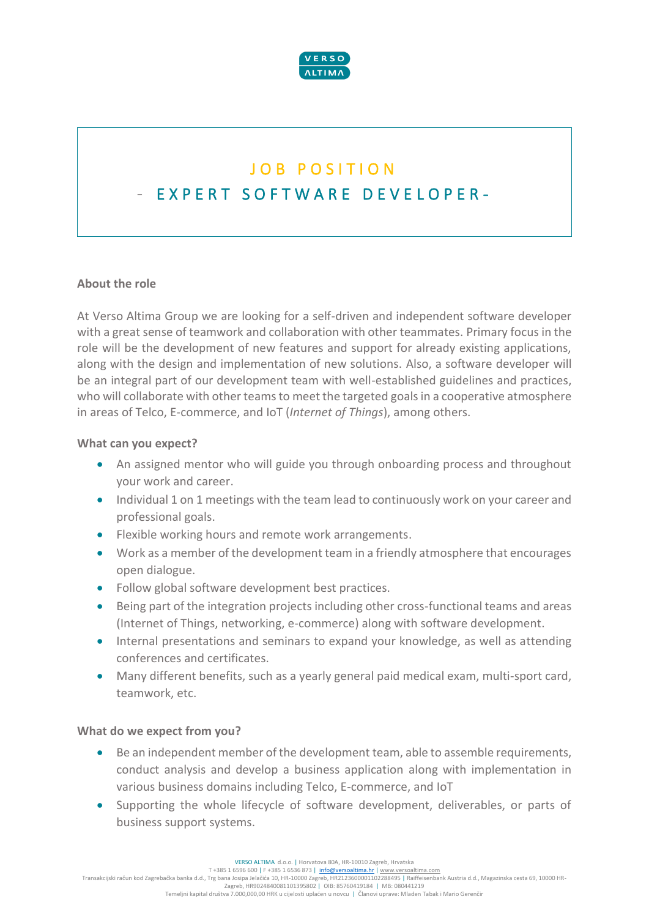# JOB POSITION

## - EXPERT SOFTWARE DEVELOPER-

**About the role**

At Verso Altima Group we are looking for a self-driven and independent software developer with a great sense of teamwork and collaboration with other teammates. Primary focus in the role will be the development of new features and support for already existing applications, along with the design and implementation of new solutions. Also, a software developer will be an integral part of our development team with well-established guidelines and practices, who will collaborate with other teams to meet the targeted goals in a cooperative atmosphere in areas of Telco, E-commerce, and IoT (*Internet of Things*), among others.

**What can you expect?**

- An assigned mentor who will guide you through onboarding process and throughout your work and career.
- Individual 1 on 1 meetings with the team lead to continuously work on your career and professional goals.
- Flexible working hours and remote work arrangements.
- Work as a member of the development team in a friendly atmosphere that encourages open dialogue.
- Follow global software development best practices.
- Being part of the integration projects including other cross-functional teams and areas (Internet of Things, networking, e-commerce) along with software development.
- Internal presentations and seminars to expand your knowledge, as well as attending conferences and certificates.
- Many different benefits, such as a yearly general paid medical exam, multi-sport card, teamwork, etc.

**What do we expect from you?**

- Be an independent member of the development team, able to assemble requirements, conduct analysis and develop a business application along with implementation in various business domains including Telco, E-commerce, and IoT
- Supporting the whole lifecycle of software development, deliverables, or parts of business support systems.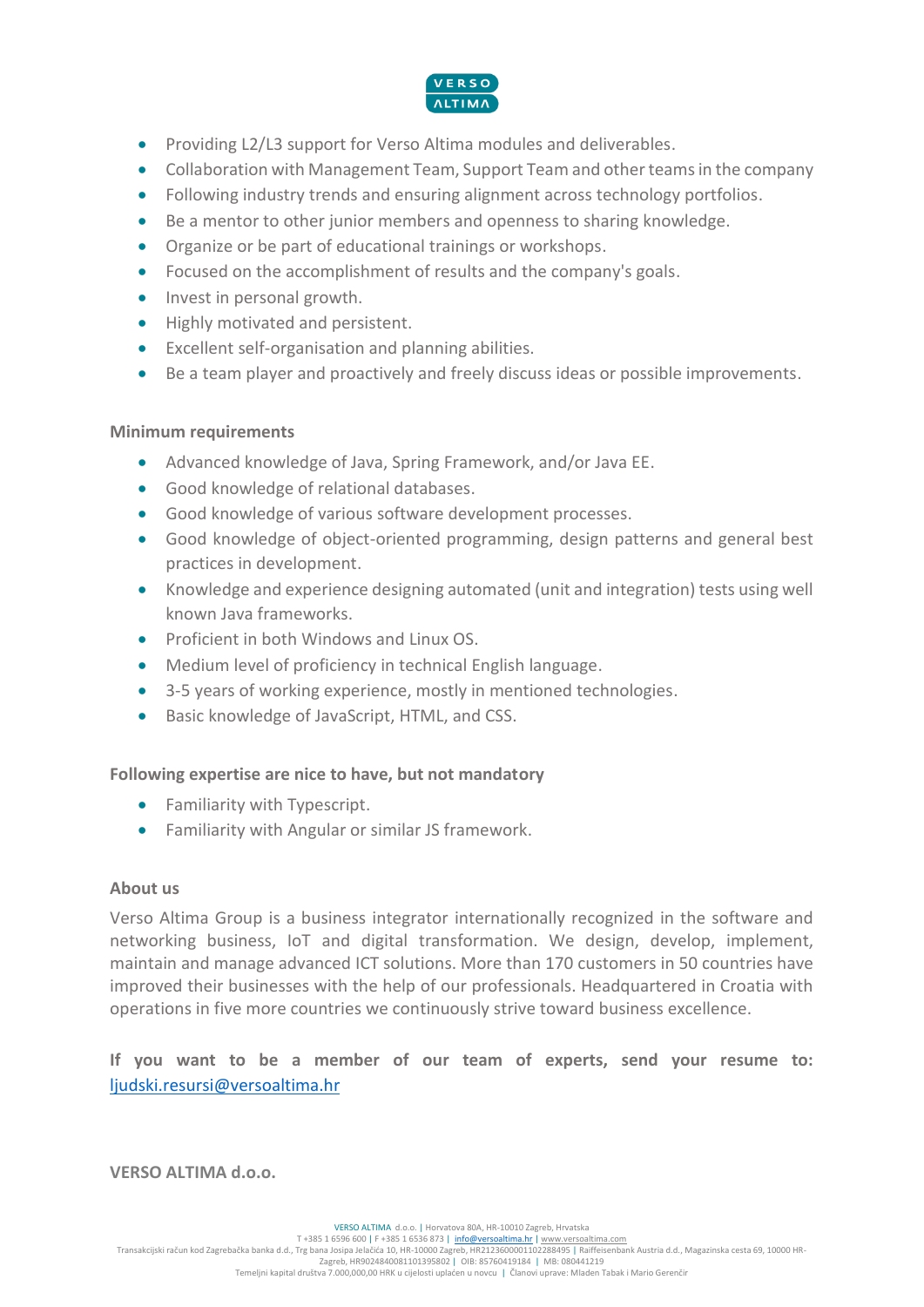- Providing L2/L3 support for Verso Altima modules and deliverables.
- Collaboration with Management Team, Support Team and other teams in the company
- Following industry trends and ensuring alignment across technology portfolios.
- Be a mentor to other junior members and openness to sharing knowledge.
- Organize or be part of educational trainings or workshops.
- Focused on the accomplishment of results and the company's goals.
- Invest in personal growth.
- Highly motivated and persistent.
- Excellent self-organisation and planning abilities.
- Be a team player and proactively and freely discuss ideas or possible improvements.

**Minimum requirements**

- Advanced knowledge of Java, Spring Framework, and/or Java EE.
- Good knowledge of relational databases.
- Good knowledge of various software development processes.
- Good knowledge of object-oriented programming, design patterns and general best practices in development.
- Knowledge and experience designing automated (unit and integration) tests using well known Java frameworks.
- Proficient in both Windows and Linux OS.
- Medium level of proficiency in technical English language.
- 3-5 years of working experience, mostly in mentioned technologies.
- Basic knowledge of JavaScript, HTML, and CSS.

**Following expertise are nice to have, but not mandatory**

- Familiarity with Typescript.
- Familiarity with Angular or similar JS framework.

**About us**

Verso Altima Group is a business integrator internationally recognized in the software and networking business, IoT and digital transformation. We design, develop, implement, maintain and manage advanced ICT solutions. More than 170 customers in 50 countries have improved their businesses with the help of our professionals. Headquartered in Croatia with operations in five more countries we continuously strive toward business excellence.

**If you want to be a member of our team of experts, send your resume to:** ljudski.resursi@versoaltima.hr

**VERSO ALTIMA d.o.o.**

VERSO ALTIMA d.o.o. | Horvatova 80A, HR-10010 Zagreb, Hrvatska
T +385 1 6596 600 | F +385 1 6536 873 | info@versoaltima.hr | www.versoaltima.com
Transakcijski račun kod Zagrebačka banka d.d., Trg bana Josipa Jelačića 10, HR-10000 Zagreb, HR2123600001102288495 | Raiffeisenbank Austria d.d., Magazinska cesta 69, 10000 HR-Zagreb, HR9024840081101395802 | OIB: 85760419184 | MB: 080441219
Temeljni kapital društva 7.000.000,00 HRK u cijelosti uplaćen u novcu | Članovi uprave: Mladen Tabak i Mario Gerenčir